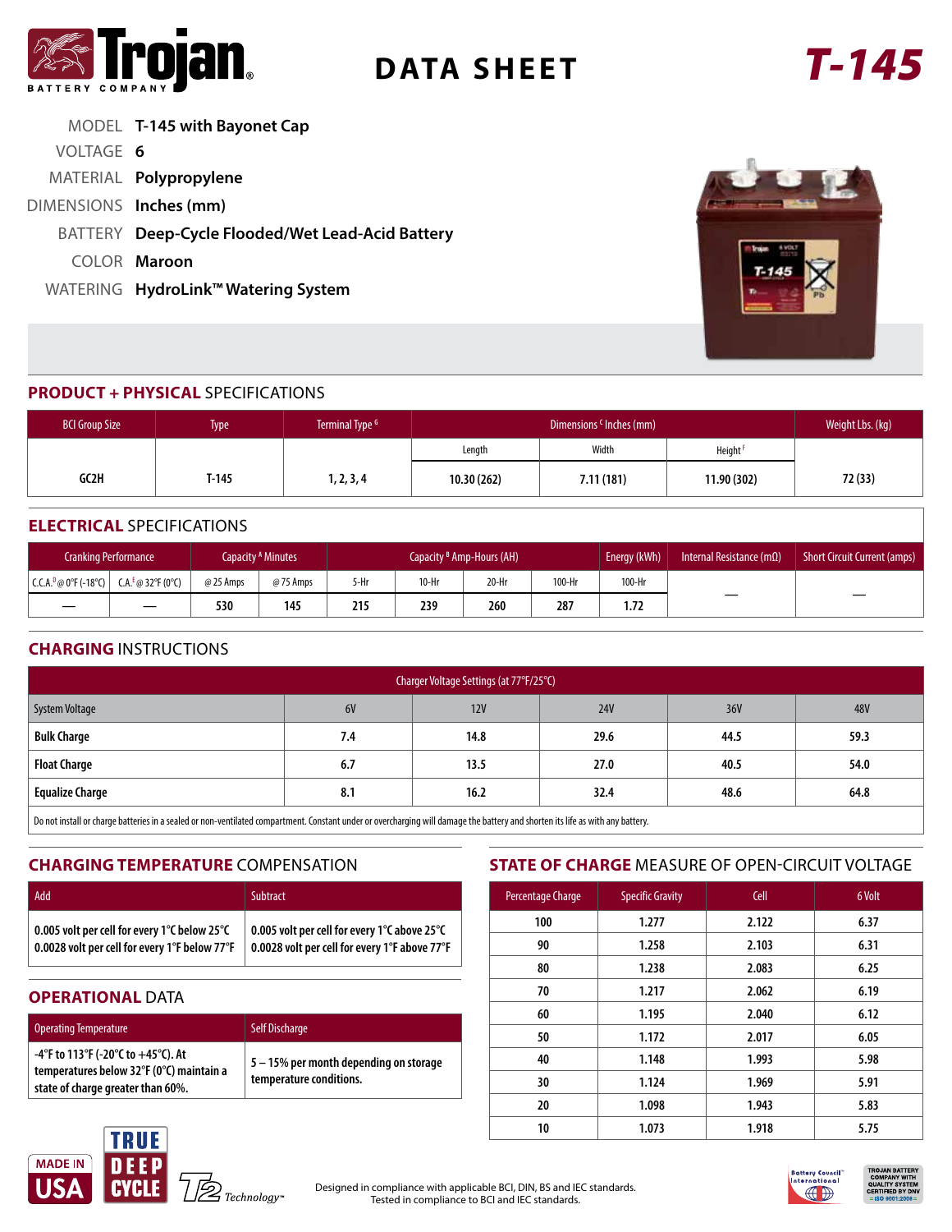# Trojan BATTERY COMPANY — DATA SHEET — T-145

MODEL **T-145 with Bayonet Cap**

VOLTAGE **6**

MATERIAL **Polypropylene**

DIMENSIONS **Inches (mm)**

BATTERY **Deep-Cycle Flooded/Wet Lead-Acid Battery**

COLOR **Maroon**

WATERING **HydroLink™ Watering System**

## PRODUCT + PHYSICAL SPECIFICATIONS

| BCI Group Size | Type | Terminal Type [G] | Dimensions [C] Inches (mm) | | | Weight Lbs. (kg) |
|---|---|---|---|---|---|---|
| | | | Length | Width | Height [F] | |
| GC2H | T-145 | 1, 2, 3, 4 | 10.30 (262) | 7.11 (181) | 11.90 (302) | 72 (33) |

## ELECTRICAL SPECIFICATIONS

| Cranking Performance | | Capacity [A] Minutes | | Capacity [B] Amp-Hours (AH) | | | | Energy (kWh) | Internal Resistance (mΩ) | Short Circuit Current (amps) |
|---|---|---|---|---|---|---|---|---|---|---|
| C.C.A.[D] @ 0°F (-18°C) | C.A.[E] @ 32°F (0°C) | @ 25 Amps | @ 75 Amps | 5-Hr | 10-Hr | 20-Hr | 100-Hr | 100-Hr | | |
| — | — | 530 | 145 | 215 | 239 | 260 | 287 | 1.72 | — | — |

## CHARGING INSTRUCTIONS

| Charger Voltage Settings (at 77°F/25°C) | | | | | |
|---|---|---|---|---|---|
| System Voltage | 6V | 12V | 24V | 36V | 48V |
| **Bulk Charge** | 7.4 | 14.8 | 29.6 | 44.5 | 59.3 |
| **Float Charge** | 6.7 | 13.5 | 27.0 | 40.5 | 54.0 |
| **Equalize Charge** | 8.1 | 16.2 | 32.4 | 48.6 | 64.8 |

Do not install or charge batteries in a sealed or non-ventilated compartment. Constant under or overcharging will damage the battery and shorten its life as with any battery.

## CHARGING TEMPERATURE COMPENSATION

| Add | Subtract |
|---|---|
| 0.005 volt per cell for every 1°C below 25°C<br>0.0028 volt per cell for every 1°F below 77°F | 0.005 volt per cell for every 1°C above 25°C<br>0.0028 volt per cell for every 1°F above 77°F |

## OPERATIONAL DATA

| Operating Temperature | Self Discharge |
|---|---|
| -4°F to 113°F (-20°C to +45°C). At temperatures below 32°F (0°C) maintain a state of charge greater than 60%. | 5 – 15% per month depending on storage temperature conditions. |

## STATE OF CHARGE MEASURE OF OPEN-CIRCUIT VOLTAGE

| Percentage Charge | Specific Gravity | Cell | 6 Volt |
|---|---|---|---|
| 100 | 1.277 | 2.122 | 6.37 |
| 90 | 1.258 | 2.103 | 6.31 |
| 80 | 1.238 | 2.083 | 6.25 |
| 70 | 1.217 | 2.062 | 6.19 |
| 60 | 1.195 | 2.040 | 6.12 |
| 50 | 1.172 | 2.017 | 6.05 |
| 40 | 1.148 | 1.993 | 5.98 |
| 30 | 1.124 | 1.969 | 5.91 |
| 20 | 1.098 | 1.943 | 5.83 |
| 10 | 1.073 | 1.918 | 5.75 |

MADE IN USA — TRUE DEEP CYCLE — T2 Technology™

Designed in compliance with applicable BCI, DIN, BS and IEC standards.
Tested in compliance to BCI and IEC standards.

Battery Council International — TROJAN BATTERY COMPANY WITH QUALITY SYSTEM CERTIFIED BY DNV = ISO 9001:2008 =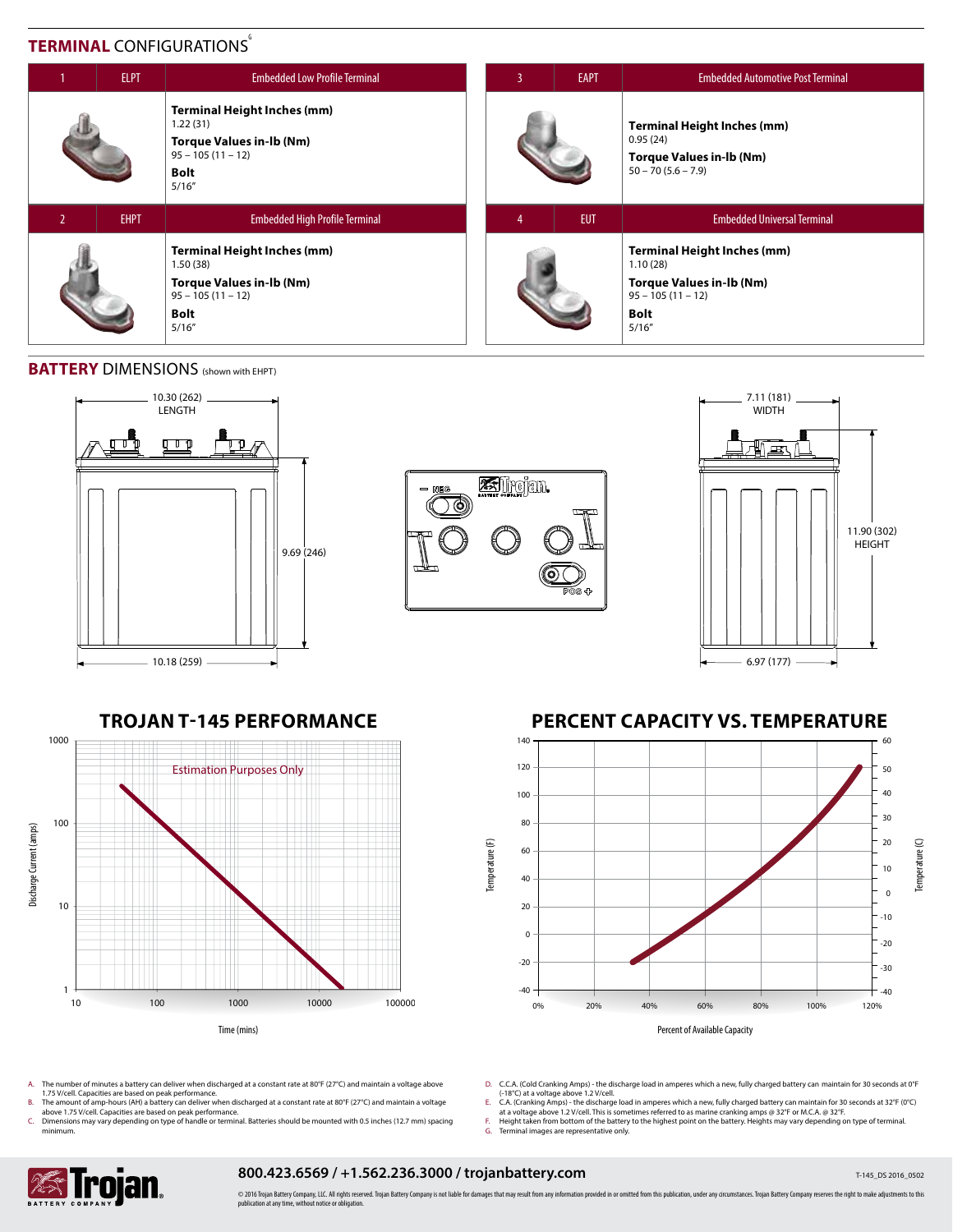## TERMINAL CONFIGURATIONS[G]

| | | |
|---|---|---|
| 1 | ELPT | Embedded Low Profile Terminal |
| | | **Terminal Height Inches (mm)** 1.22 (31) **Torque Values in-lb (Nm)** 95 – 105 (11 – 12) **Bolt** 5/16″ |
| 2 | EHPT | Embedded High Profile Terminal |
| | | **Terminal Height Inches (mm)** 1.50 (38) **Torque Values in-lb (Nm)** 95 – 105 (11 – 12) **Bolt** 5/16″ |
| 3 | EAPT | Embedded Automotive Post Terminal |
| | | **Terminal Height Inches (mm)** 0.95 (24) **Torque Values in-lb (Nm)** 50 – 70 (5.6 – 7.9) |
| 4 | EUT | Embedded Universal Terminal |
| | | **Terminal Height Inches (mm)** 1.10 (28) **Torque Values in-lb (Nm)** 95 – 105 (11 – 12) **Bolt** 5/16″ |

## BATTERY DIMENSIONS (shown with EHPT)

10.30 (262)
LENGTH
9.69 (246)
10.18 (259)

NEG
POS

7.11 (181)
WIDTH
11.90 (302)
HEIGHT
6.97 (177)

## TROJAN T-145 PERFORMANCE

Estimation Purposes Only

Discharge Current (amps)
1000
100
10
1

Time (mins)
10
100
1000
10000
100000

## PERCENT CAPACITY VS. TEMPERATURE

Temperature (F)
140
120
100
80
60
40
20
0
-20
-40

Temperature (C)
60
50
40
30
20
10
0
-10
-20
-30
-40

Percent of Available Capacity
0%
20%
40%
60%
80%
100%
120%

A. The number of minutes a battery can deliver when discharged at a constant rate at 80°F (27°C) and maintain a voltage above 1.75 V/cell. Capacities are based on peak performance.
B. The amount of amp-hours (AH) a battery can deliver when discharged at a constant rate at 80°F (27°C) and maintain a voltage above 1.75 V/cell. Capacities are based on peak performance.
C. Dimensions may vary depending on type of handle or terminal. Batteries should be mounted with 0.5 inches (12.7 mm) spacing minimum.
D. C.C.A. (Cold Cranking Amps) - the discharge load in amperes which a new, fully charged battery can maintain for 30 seconds at 0°F (-18°C) at a voltage above 1.2 V/cell.
E. C.A. (Cranking Amps) - the discharge load in amperes which a new, fully charged battery can maintain for 30 seconds at 32°F (0°C) at a voltage above 1.2 V/cell. This is sometimes referred to as marine cranking amps @ 32°F or M.C.A. @ 32°F.
F. Height taken from bottom of the battery to the highest point on the battery. Heights may vary depending on type of terminal.
G. Terminal images are representative only.

**800.423.6569 / +1.562.236.3000 / trojanbattery.com**

T-145_DS 2016_0502

© 2016 Trojan Battery Company, LLC. All rights reserved. Trojan Battery Company is not liable for damages that may result from any information provided in or omitted from this publication, under any circumstances. Trojan Battery Company reserves the right to make adjustments to this publication at any time, without notice or obligation.